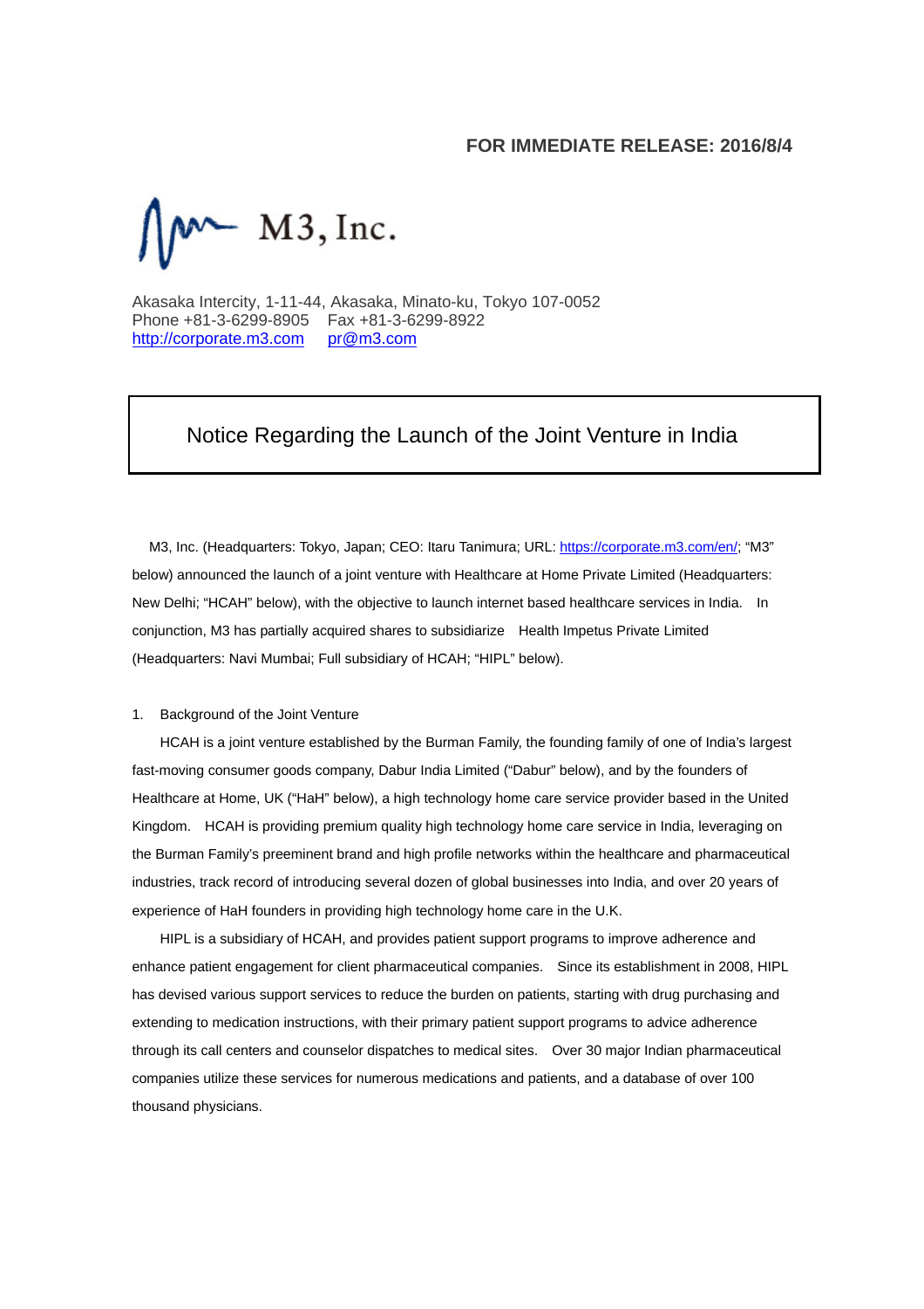**FOR IMMEDIATE RELEASE: 2016/8/4**

M3, Inc.

Akasaka Intercity, 1-11-44, Akasaka, Minato-ku, Tokyo 107-0052
Phone +81-3-6299-8905 Fax +81-3-6299-8922
http://corporate.m3.com pr@m3.com

# Notice Regarding the Launch of the Joint Venture in India

M3, Inc. (Headquarters: Tokyo, Japan; CEO: Itaru Tanimura; URL: https://corporate.m3.com/en/; "M3" below) announced the launch of a joint venture with Healthcare at Home Private Limited (Headquarters: New Delhi; "HCAH" below), with the objective to launch internet based healthcare services in India. In conjunction, M3 has partially acquired shares to subsidiarize Health Impetus Private Limited (Headquarters: Navi Mumbai; Full subsidiary of HCAH; "HIPL" below).

1. Background of the Joint Venture

HCAH is a joint venture established by the Burman Family, the founding family of one of India's largest fast-moving consumer goods company, Dabur India Limited ("Dabur" below), and by the founders of Healthcare at Home, UK ("HaH" below), a high technology home care service provider based in the United Kingdom. HCAH is providing premium quality high technology home care service in India, leveraging on the Burman Family's preeminent brand and high profile networks within the healthcare and pharmaceutical industries, track record of introducing several dozen of global businesses into India, and over 20 years of experience of HaH founders in providing high technology home care in the U.K.

HIPL is a subsidiary of HCAH, and provides patient support programs to improve adherence and enhance patient engagement for client pharmaceutical companies. Since its establishment in 2008, HIPL has devised various support services to reduce the burden on patients, starting with drug purchasing and extending to medication instructions, with their primary patient support programs to advice adherence through its call centers and counselor dispatches to medical sites. Over 30 major Indian pharmaceutical companies utilize these services for numerous medications and patients, and a database of over 100 thousand physicians.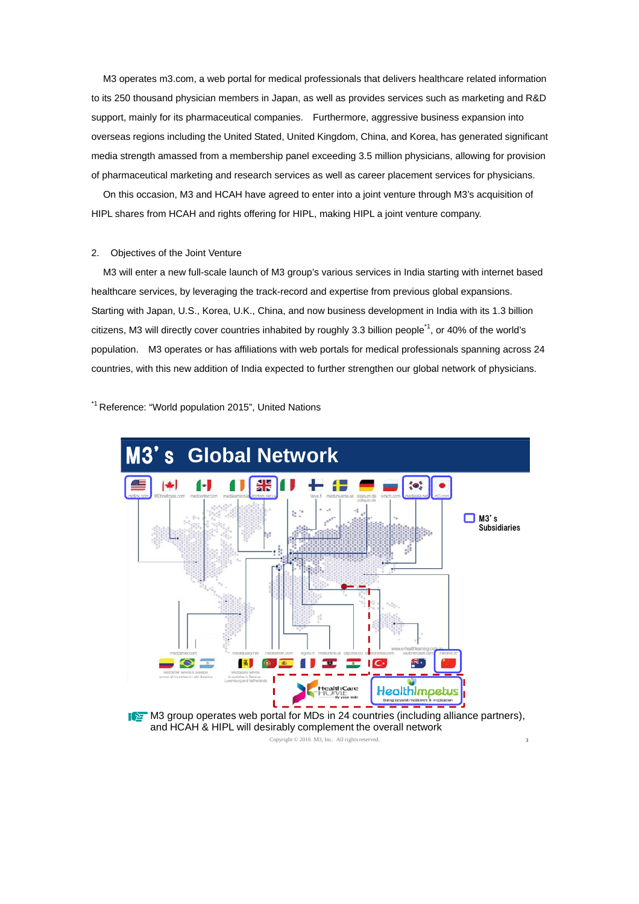M3 operates m3.com, a web portal for medical professionals that delivers healthcare related information to its 250 thousand physician members in Japan, as well as provides services such as marketing and R&D support, mainly for its pharmaceutical companies. Furthermore, aggressive business expansion into overseas regions including the United Stated, United Kingdom, China, and Korea, has generated significant media strength amassed from a membership panel exceeding 3.5 million physicians, allowing for provision of pharmaceutical marketing and research services as well as career placement services for physicians.

On this occasion, M3 and HCAH have agreed to enter into a joint venture through M3's acquisition of HIPL shares from HCAH and rights offering for HIPL, making HIPL a joint venture company.

2. Objectives of the Joint Venture

M3 will enter a new full-scale launch of M3 group's various services in India starting with internet based healthcare services, by leveraging the track-record and expertise from previous global expansions. Starting with Japan, U.S., Korea, U.K., China, and now business development in India with its 1.3 billion citizens, M3 will directly cover countries inhabited by roughly 3.3 billion people[*1], or 40% of the world's population. M3 operates or has affiliations with web portals for medical professionals spanning across 24 countries, with this new addition of India expected to further strengthen our global network of physicians.

[*1] Reference: "World population 2015", United Nations

## M3's Global Network

M3's Subsidiaries

M3 group operates web portal for MDs in 24 countries (including alliance partners), and HCAH & HIPL will desirably complement the overall network

Copyright © 2016 M3, Inc. All rights reserved.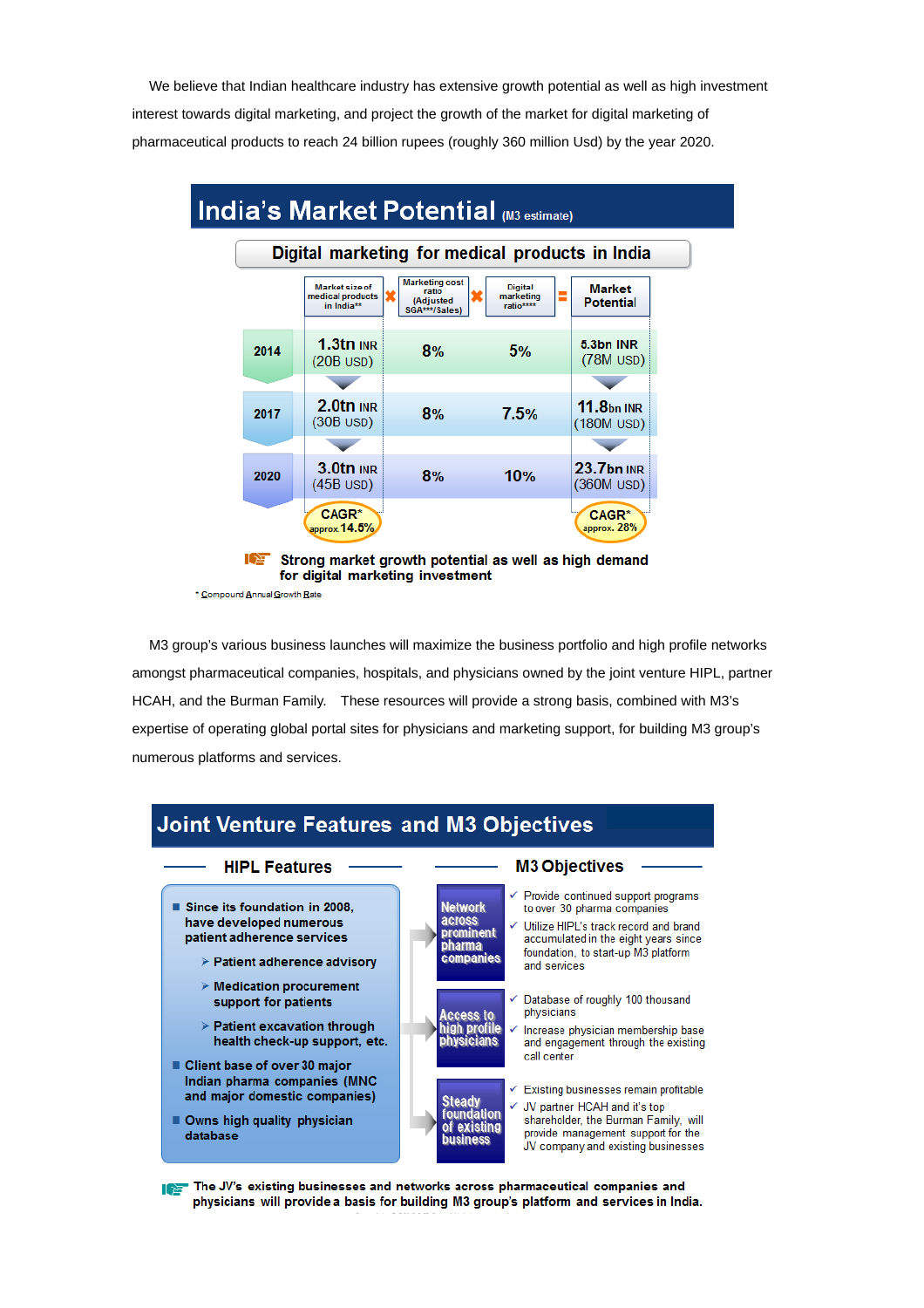We believe that Indian healthcare industry has extensive growth potential as well as high investment interest towards digital marketing, and project the growth of the market for digital marketing of pharmaceutical products to reach 24 billion rupees (roughly 360 million Usd) by the year 2020.

## India's Market Potential (M3 estimate)

**Digital marketing for medical products in India**

| | Market size of medical products in India** | × Marketing cost ratio (Adjusted SGA***/Sales) | × Digital marketing ratio**** | = Market Potential |
|---|---|---|---|---|
| 2014 | 1.3tn INR (20B USD) | 8% | 5% | 5.3bn INR (78M USD) |
| 2017 | 2.0tn INR (30B USD) | 8% | 7.5% | 11.8bn INR (180M USD) |
| 2020 | 3.0tn INR (45B USD) | 8% | 10% | 23.7bn INR (360M USD) |
| | CAGR* approx. 14.5% | | | CAGR* approx. 28% |

Strong market growth potential as well as high demand for digital marketing investment

\* Compound Annual Growth Rate

M3 group's various business launches will maximize the business portfolio and high profile networks amongst pharmaceutical companies, hospitals, and physicians owned by the joint venture HIPL, partner HCAH, and the Burman Family. These resources will provide a strong basis, combined with M3's expertise of operating global portal sites for physicians and marketing support, for building M3 group's numerous platforms and services.

## Joint Venture Features and M3 Objectives

### HIPL Features

- Since its foundation in 2008, have developed numerous patient adherence services
  - Patient adherence advisory
  - Medication procurement support for patients
  - Patient excavation through health check-up support, etc.
- Client base of over 30 major Indian pharma companies (MNC and major domestic companies)
- Owns high quality physician database

### M3 Objectives

**Network across prominent pharma companies**
- ✓ Provide continued support programs to over 30 pharma companies
- ✓ Utilize HIPL's track record and brand accumulated in the eight years since foundation, to start-up M3 platform and services

**Access to high profile physicians**
- ✓ Database of roughly 100 thousand physicians
- ✓ Increase physician membership base and engagement through the existing call center

**Steady foundation of existing business**
- ✓ Existing businesses remain profitable
- ✓ JV partner HCAH and it's top shareholder, the Burman Family, will provide management support for the JV company and existing businesses

The JV's existing businesses and networks across pharmaceutical companies and physicians will provide a basis for building M3 group's platform and services in India.